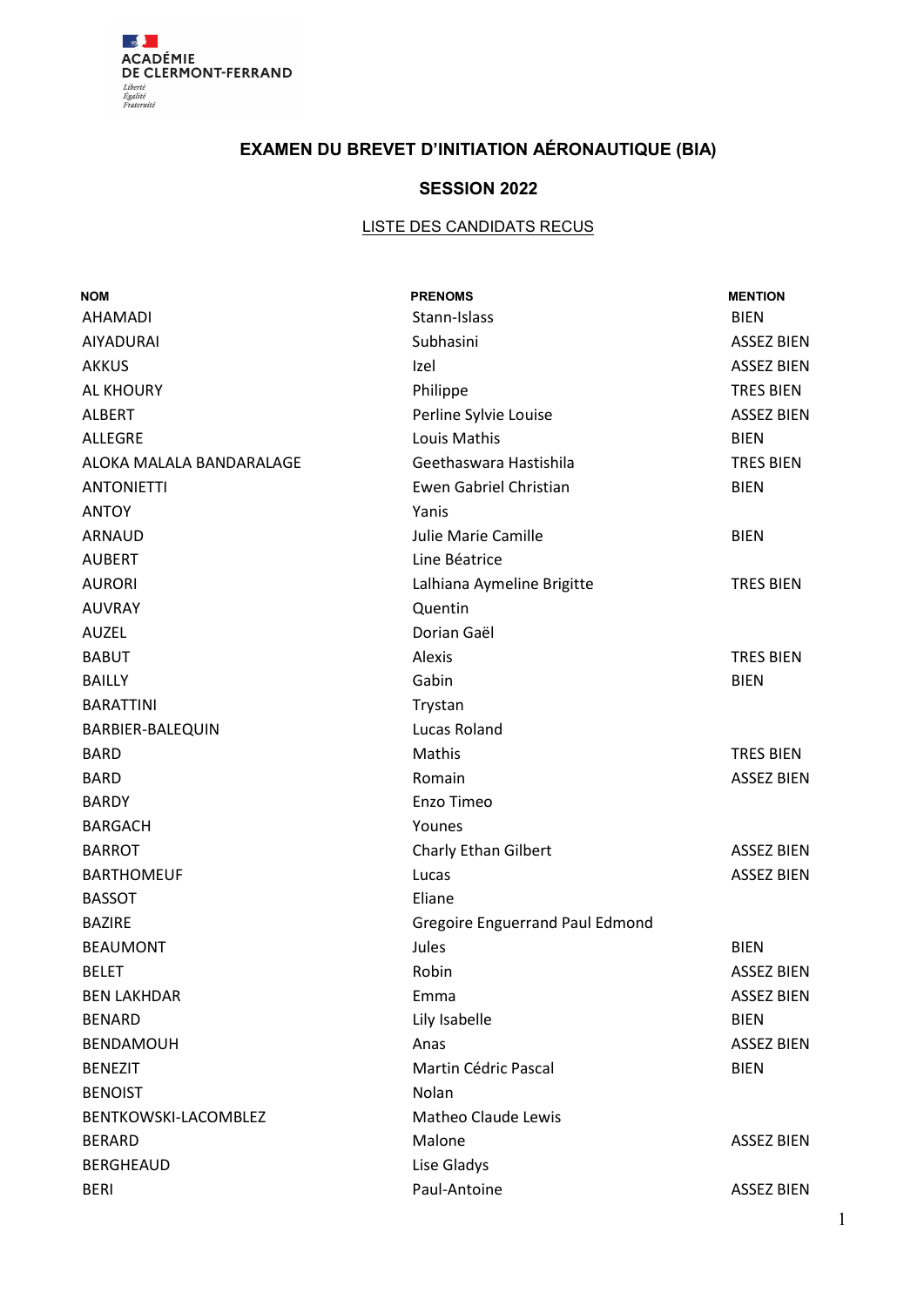ACADÉMIE
DE CLERMONT-FERRAND
Liberté
Égalité
Fraternité

# EXAMEN DU BREVET D'INITIATION AÉRONAUTIQUE (BIA)

## SESSION 2022

LISTE DES CANDIDATS RECUS

| NOM | PRENOMS | MENTION |
|---|---|---|
| AHAMADI | Stann-Islass | BIEN |
| AIYADURAI | Subhasini | ASSEZ BIEN |
| AKKUS | Izel | ASSEZ BIEN |
| AL KHOURY | Philippe | TRES BIEN |
| ALBERT | Perline Sylvie Louise | ASSEZ BIEN |
| ALLEGRE | Louis Mathis | BIEN |
| ALOKA MALALA BANDARALAGE | Geethaswara Hastishila | TRES BIEN |
| ANTONIETTI | Ewen Gabriel Christian | BIEN |
| ANTOY | Yanis | |
| ARNAUD | Julie Marie Camille | BIEN |
| AUBERT | Line Béatrice | |
| AURORI | Lalhiana Aymeline Brigitte | TRES BIEN |
| AUVRAY | Quentin | |
| AUZEL | Dorian Gaël | |
| BABUT | Alexis | TRES BIEN |
| BAILLY | Gabin | BIEN |
| BARATTINI | Trystan | |
| BARBIER-BALEQUIN | Lucas Roland | |
| BARD | Mathis | TRES BIEN |
| BARD | Romain | ASSEZ BIEN |
| BARDY | Enzo Timeo | |
| BARGACH | Younes | |
| BARROT | Charly Ethan Gilbert | ASSEZ BIEN |
| BARTHOMEUF | Lucas | ASSEZ BIEN |
| BASSOT | Eliane | |
| BAZIRE | Gregoire Enguerrand Paul Edmond | |
| BEAUMONT | Jules | BIEN |
| BELET | Robin | ASSEZ BIEN |
| BEN LAKHDAR | Emma | ASSEZ BIEN |
| BENARD | Lily Isabelle | BIEN |
| BENDAMOUH | Anas | ASSEZ BIEN |
| BENEZIT | Martin Cédric Pascal | BIEN |
| BENOIST | Nolan | |
| BENTKOWSKI-LACOMBLEZ | Matheo Claude Lewis | |
| BERARD | Malone | ASSEZ BIEN |
| BERGHEAUD | Lise Gladys | |
| BERI | Paul-Antoine | ASSEZ BIEN |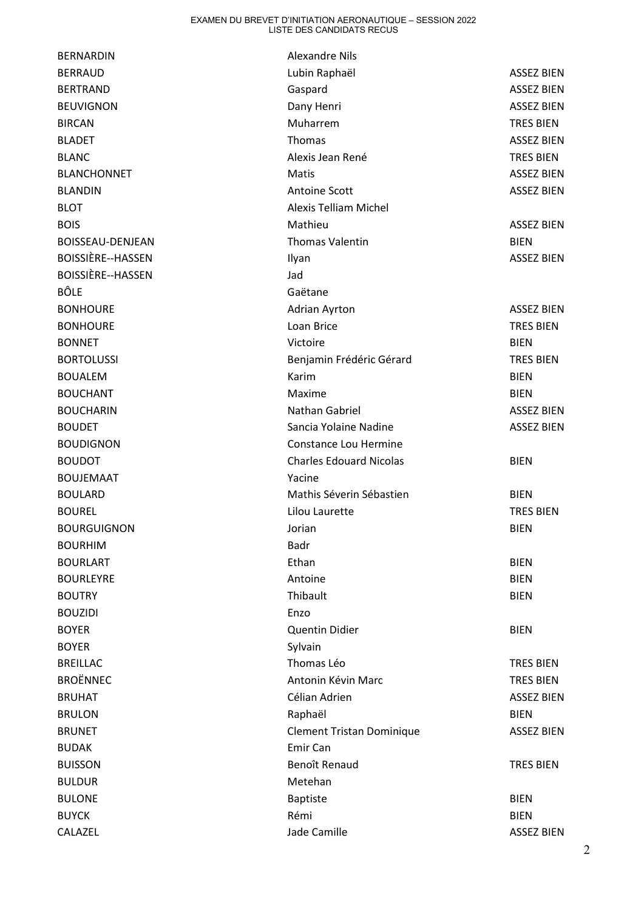| | | |
|---|---|---|
| BERNARDIN | Alexandre Nils | |
| BERRAUD | Lubin Raphaël | ASSEZ BIEN |
| BERTRAND | Gaspard | ASSEZ BIEN |
| BEUVIGNON | Dany Henri | ASSEZ BIEN |
| BIRCAN | Muharrem | TRES BIEN |
| BLADET | Thomas | ASSEZ BIEN |
| BLANC | Alexis Jean René | TRES BIEN |
| BLANCHONNET | Matis | ASSEZ BIEN |
| BLANDIN | Antoine Scott | ASSEZ BIEN |
| BLOT | Alexis Telliam Michel | |
| BOIS | Mathieu | ASSEZ BIEN |
| BOISSEAU-DENJEAN | Thomas Valentin | BIEN |
| BOISSIÈRE--HASSEN | Ilyan | ASSEZ BIEN |
| BOISSIÈRE--HASSEN | Jad | |
| BÔLE | Gaëtane | |
| BONHOURE | Adrian Ayrton | ASSEZ BIEN |
| BONHOURE | Loan Brice | TRES BIEN |
| BONNET | Victoire | BIEN |
| BORTOLUSSI | Benjamin Frédéric Gérard | TRES BIEN |
| BOUALEM | Karim | BIEN |
| BOUCHANT | Maxime | BIEN |
| BOUCHARIN | Nathan Gabriel | ASSEZ BIEN |
| BOUDET | Sancia Yolaine Nadine | ASSEZ BIEN |
| BOUDIGNON | Constance Lou Hermine | |
| BOUDOT | Charles Edouard Nicolas | BIEN |
| BOUJEMAAT | Yacine | |
| BOULARD | Mathis Séverin Sébastien | BIEN |
| BOUREL | Lilou Laurette | TRES BIEN |
| BOURGUIGNON | Jorian | BIEN |
| BOURHIM | Badr | |
| BOURLART | Ethan | BIEN |
| BOURLEYRE | Antoine | BIEN |
| BOUTRY | Thibault | BIEN |
| BOUZIDI | Enzo | |
| BOYER | Quentin Didier | BIEN |
| BOYER | Sylvain | |
| BREILLAC | Thomas Léo | TRES BIEN |
| BROËNNEC | Antonin Kévin Marc | TRES BIEN |
| BRUHAT | Célian Adrien | ASSEZ BIEN |
| BRULON | Raphaël | BIEN |
| BRUNET | Clement Tristan Dominique | ASSEZ BIEN |
| BUDAK | Emir Can | |
| BUISSON | Benoît Renaud | TRES BIEN |
| BULDUR | Metehan | |
| BULONE | Baptiste | BIEN |
| BUYCK | Rémi | BIEN |
| CALAZEL | Jade Camille | ASSEZ BIEN |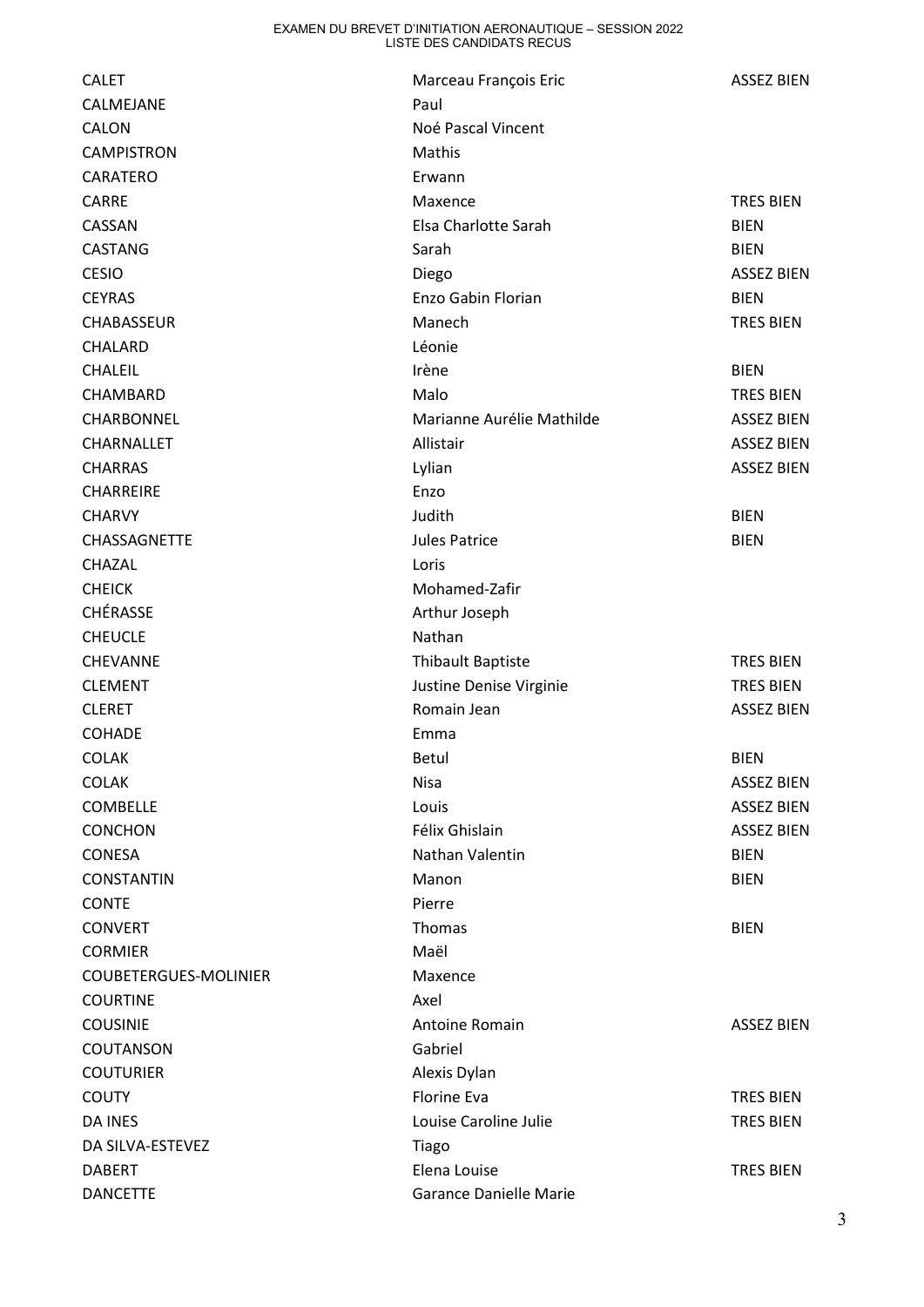EXAMEN DU BREVET D'INITIATION AERONAUTIQUE – SESSION 2022
LISTE DES CANDIDATS RECUS

| Nom | Prénom(s) | Mention |
|---|---|---|
| CALET | Marceau François Eric | ASSEZ BIEN |
| CALMEJANE | Paul | |
| CALON | Noé Pascal Vincent | |
| CAMPISTRON | Mathis | |
| CARATERO | Erwann | |
| CARRE | Maxence | TRES BIEN |
| CASSAN | Elsa Charlotte Sarah | BIEN |
| CASTANG | Sarah | BIEN |
| CESIO | Diego | ASSEZ BIEN |
| CEYRAS | Enzo Gabin Florian | BIEN |
| CHABASSEUR | Manech | TRES BIEN |
| CHALARD | Léonie | |
| CHALEIL | Irène | BIEN |
| CHAMBARD | Malo | TRES BIEN |
| CHARBONNEL | Marianne Aurélie Mathilde | ASSEZ BIEN |
| CHARNALLET | Allistair | ASSEZ BIEN |
| CHARRAS | Lylian | ASSEZ BIEN |
| CHARREIRE | Enzo | |
| CHARVY | Judith | BIEN |
| CHASSAGNETTE | Jules Patrice | BIEN |
| CHAZAL | Loris | |
| CHEICK | Mohamed-Zafir | |
| CHÉRASSE | Arthur Joseph | |
| CHEUCLE | Nathan | |
| CHEVANNE | Thibault Baptiste | TRES BIEN |
| CLEMENT | Justine Denise Virginie | TRES BIEN |
| CLERET | Romain Jean | ASSEZ BIEN |
| COHADE | Emma | |
| COLAK | Betul | BIEN |
| COLAK | Nisa | ASSEZ BIEN |
| COMBELLE | Louis | ASSEZ BIEN |
| CONCHON | Félix Ghislain | ASSEZ BIEN |
| CONESA | Nathan Valentin | BIEN |
| CONSTANTIN | Manon | BIEN |
| CONTE | Pierre | |
| CONVERT | Thomas | BIEN |
| CORMIER | Maël | |
| COUBETERGUES-MOLINIER | Maxence | |
| COURTINE | Axel | |
| COUSINIE | Antoine Romain | ASSEZ BIEN |
| COUTANSON | Gabriel | |
| COUTURIER | Alexis Dylan | |
| COUTY | Florine Eva | TRES BIEN |
| DA INES | Louise Caroline Julie | TRES BIEN |
| DA SILVA-ESTEVEZ | Tiago | |
| DABERT | Elena Louise | TRES BIEN |
| DANCETTE | Garance Danielle Marie | |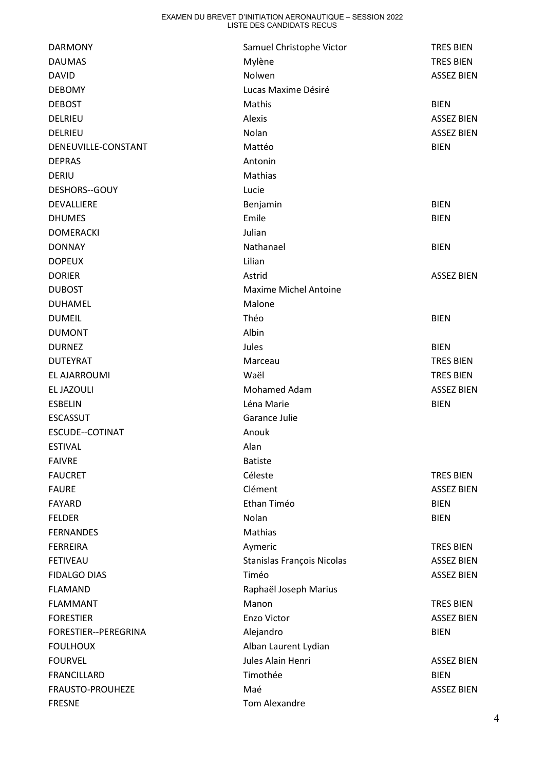| | | |
|---|---|---|
| DARMONY | Samuel Christophe Victor | TRES BIEN |
| DAUMAS | Mylène | TRES BIEN |
| DAVID | Nolwen | ASSEZ BIEN |
| DEBOMY | Lucas Maxime Désiré | |
| DEBOST | Mathis | BIEN |
| DELRIEU | Alexis | ASSEZ BIEN |
| DELRIEU | Nolan | ASSEZ BIEN |
| DENEUVILLE-CONSTANT | Mattéo | BIEN |
| DEPRAS | Antonin | |
| DERIU | Mathias | |
| DESHORS--GOUY | Lucie | |
| DEVALLIERE | Benjamin | BIEN |
| DHUMES | Emile | BIEN |
| DOMERACKI | Julian | |
| DONNAY | Nathanael | BIEN |
| DOPEUX | Lilian | |
| DORIER | Astrid | ASSEZ BIEN |
| DUBOST | Maxime Michel Antoine | |
| DUHAMEL | Malone | |
| DUMEIL | Théo | BIEN |
| DUMONT | Albin | |
| DURNEZ | Jules | BIEN |
| DUTEYRAT | Marceau | TRES BIEN |
| EL AJARROUMI | Waël | TRES BIEN |
| EL JAZOULI | Mohamed Adam | ASSEZ BIEN |
| ESBELIN | Léna Marie | BIEN |
| ESCASSUT | Garance Julie | |
| ESCUDE--COTINAT | Anouk | |
| ESTIVAL | Alan | |
| FAIVRE | Batiste | |
| FAUCRET | Céleste | TRES BIEN |
| FAURE | Clément | ASSEZ BIEN |
| FAYARD | Ethan Timéo | BIEN |
| FELDER | Nolan | BIEN |
| FERNANDES | Mathias | |
| FERREIRA | Aymeric | TRES BIEN |
| FETIVEAU | Stanislas François Nicolas | ASSEZ BIEN |
| FIDALGO DIAS | Timéo | ASSEZ BIEN |
| FLAMAND | Raphaël Joseph Marius | |
| FLAMMANT | Manon | TRES BIEN |
| FORESTIER | Enzo Victor | ASSEZ BIEN |
| FORESTIER--PEREGRINA | Alejandro | BIEN |
| FOULHOUX | Alban Laurent Lydian | |
| FOURVEL | Jules Alain Henri | ASSEZ BIEN |
| FRANCILLARD | Timothée | BIEN |
| FRAUSTO-PROUHEZE | Maé | ASSEZ BIEN |
| FRESNE | Tom Alexandre | |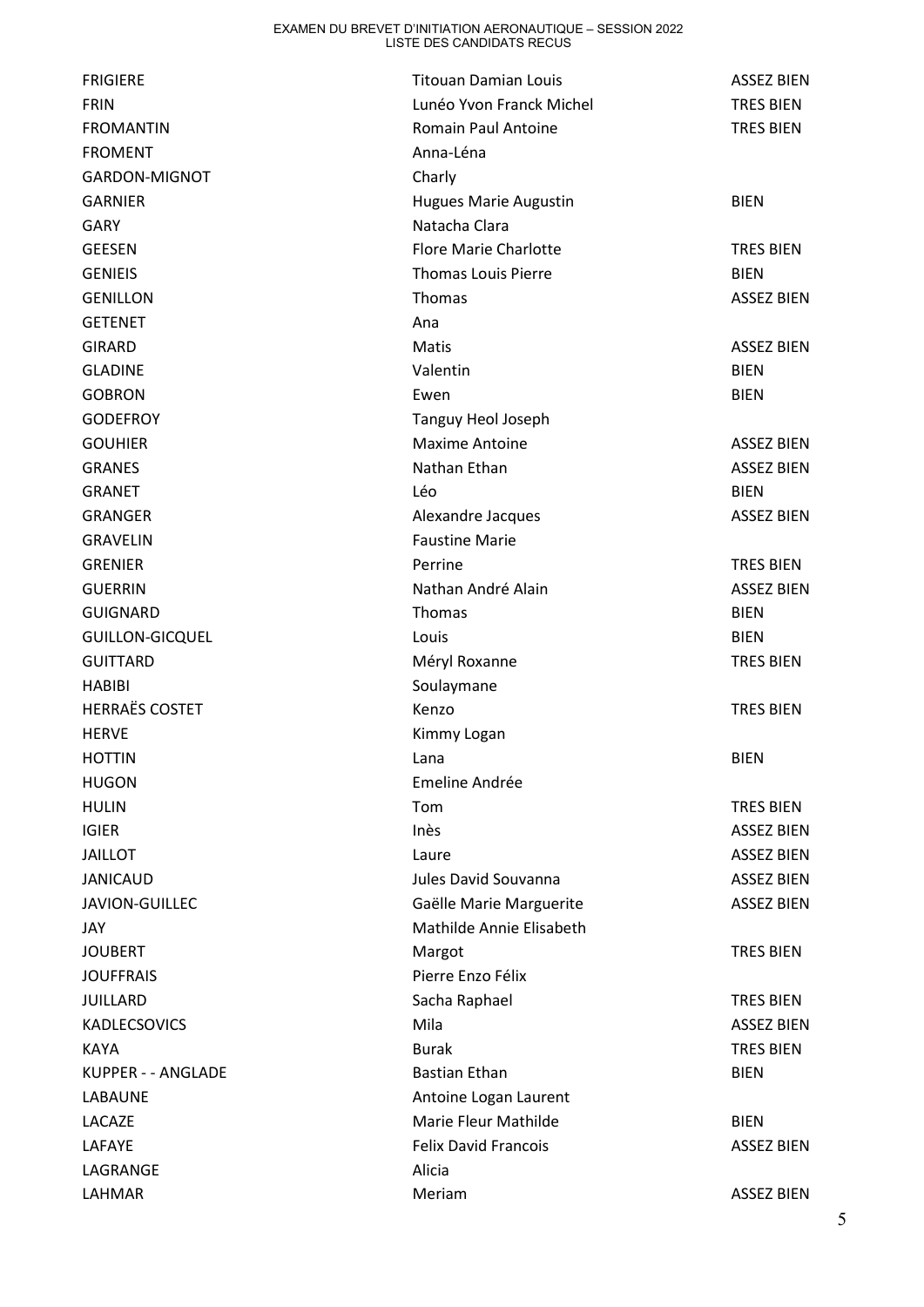EXAMEN DU BREVET D'INITIATION AERONAUTIQUE – SESSION 2022
LISTE DES CANDIDATS RECUS

| | | |
|---|---|---|
| FRIGIERE | Titouan Damian Louis | ASSEZ BIEN |
| FRIN | Lunéo Yvon Franck Michel | TRES BIEN |
| FROMANTIN | Romain Paul Antoine | TRES BIEN |
| FROMENT | Anna-Léna | |
| GARDON-MIGNOT | Charly | |
| GARNIER | Hugues Marie Augustin | BIEN |
| GARY | Natacha Clara | |
| GEESEN | Flore Marie Charlotte | TRES BIEN |
| GENIEIS | Thomas Louis Pierre | BIEN |
| GENILLON | Thomas | ASSEZ BIEN |
| GETENET | Ana | |
| GIRARD | Matis | ASSEZ BIEN |
| GLADINE | Valentin | BIEN |
| GOBRON | Ewen | BIEN |
| GODEFROY | Tanguy Heol Joseph | |
| GOUHIER | Maxime Antoine | ASSEZ BIEN |
| GRANES | Nathan Ethan | ASSEZ BIEN |
| GRANET | Léo | BIEN |
| GRANGER | Alexandre Jacques | ASSEZ BIEN |
| GRAVELIN | Faustine Marie | |
| GRENIER | Perrine | TRES BIEN |
| GUERRIN | Nathan André Alain | ASSEZ BIEN |
| GUIGNARD | Thomas | BIEN |
| GUILLON-GICQUEL | Louis | BIEN |
| GUITTARD | Méryl Roxanne | TRES BIEN |
| HABIBI | Soulaymane | |
| HERRAËS COSTET | Kenzo | TRES BIEN |
| HERVE | Kimmy Logan | |
| HOTTIN | Lana | BIEN |
| HUGON | Emeline Andrée | |
| HULIN | Tom | TRES BIEN |
| IGIER | Inès | ASSEZ BIEN |
| JAILLOT | Laure | ASSEZ BIEN |
| JANICAUD | Jules David Souvanna | ASSEZ BIEN |
| JAVION-GUILLEC | Gaëlle Marie Marguerite | ASSEZ BIEN |
| JAY | Mathilde Annie Elisabeth | |
| JOUBERT | Margot | TRES BIEN |
| JOUFFRAIS | Pierre Enzo Félix | |
| JUILLARD | Sacha Raphael | TRES BIEN |
| KADLECSOVICS | Mila | ASSEZ BIEN |
| KAYA | Burak | TRES BIEN |
| KUPPER - - ANGLADE | Bastian Ethan | BIEN |
| LABAUNE | Antoine Logan Laurent | |
| LACAZE | Marie Fleur Mathilde | BIEN |
| LAFAYE | Felix David Francois | ASSEZ BIEN |
| LAGRANGE | Alicia | |
| LAHMAR | Meriam | ASSEZ BIEN |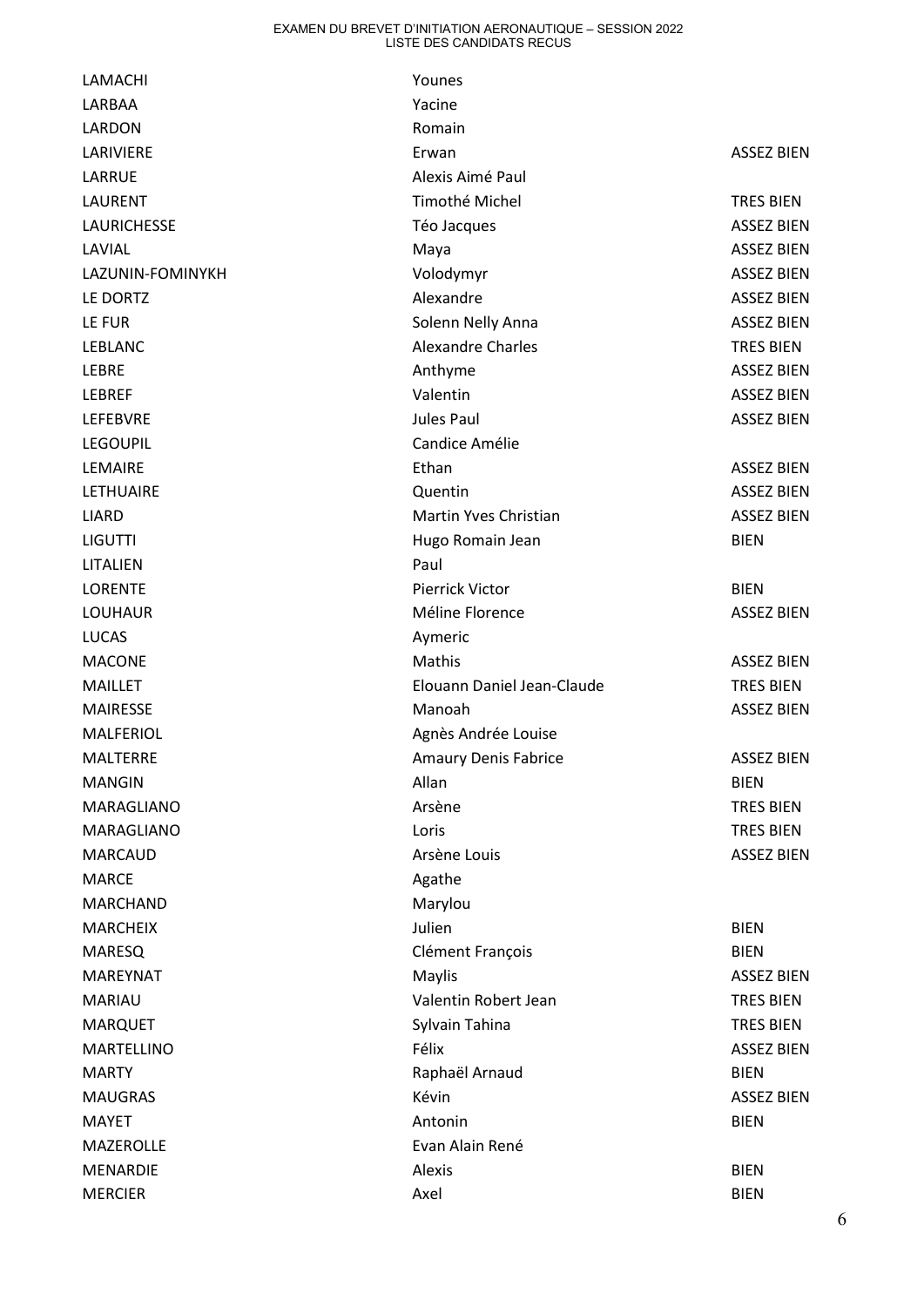| | | |
|---|---|---|
| LAMACHI | Younes | |
| LARBAA | Yacine | |
| LARDON | Romain | |
| LARIVIERE | Erwan | ASSEZ BIEN |
| LARRUE | Alexis Aimé Paul | |
| LAURENT | Timothé Michel | TRES BIEN |
| LAURICHESSE | Téo Jacques | ASSEZ BIEN |
| LAVIAL | Maya | ASSEZ BIEN |
| LAZUNIN-FOMINYKH | Volodymyr | ASSEZ BIEN |
| LE DORTZ | Alexandre | ASSEZ BIEN |
| LE FUR | Solenn Nelly Anna | ASSEZ BIEN |
| LEBLANC | Alexandre Charles | TRES BIEN |
| LEBRE | Anthyme | ASSEZ BIEN |
| LEBREF | Valentin | ASSEZ BIEN |
| LEFEBVRE | Jules Paul | ASSEZ BIEN |
| LEGOUPIL | Candice Amélie | |
| LEMAIRE | Ethan | ASSEZ BIEN |
| LETHUAIRE | Quentin | ASSEZ BIEN |
| LIARD | Martin Yves Christian | ASSEZ BIEN |
| LIGUTTI | Hugo Romain Jean | BIEN |
| LITALIEN | Paul | |
| LORENTE | Pierrick Victor | BIEN |
| LOUHAUR | Méline Florence | ASSEZ BIEN |
| LUCAS | Aymeric | |
| MACONE | Mathis | ASSEZ BIEN |
| MAILLET | Elouann Daniel Jean-Claude | TRES BIEN |
| MAIRESSE | Manoah | ASSEZ BIEN |
| MALFERIOL | Agnès Andrée Louise | |
| MALTERRE | Amaury Denis Fabrice | ASSEZ BIEN |
| MANGIN | Allan | BIEN |
| MARAGLIANO | Arsène | TRES BIEN |
| MARAGLIANO | Loris | TRES BIEN |
| MARCAUD | Arsène Louis | ASSEZ BIEN |
| MARCE | Agathe | |
| MARCHAND | Marylou | |
| MARCHEIX | Julien | BIEN |
| MARESQ | Clément François | BIEN |
| MAREYNAT | Maylis | ASSEZ BIEN |
| MARIAU | Valentin Robert Jean | TRES BIEN |
| MARQUET | Sylvain Tahina | TRES BIEN |
| MARTELLINO | Félix | ASSEZ BIEN |
| MARTY | Raphaël Arnaud | BIEN |
| MAUGRAS | Kévin | ASSEZ BIEN |
| MAYET | Antonin | BIEN |
| MAZEROLLE | Evan Alain René | |
| MENARDIE | Alexis | BIEN |
| MERCIER | Axel | BIEN |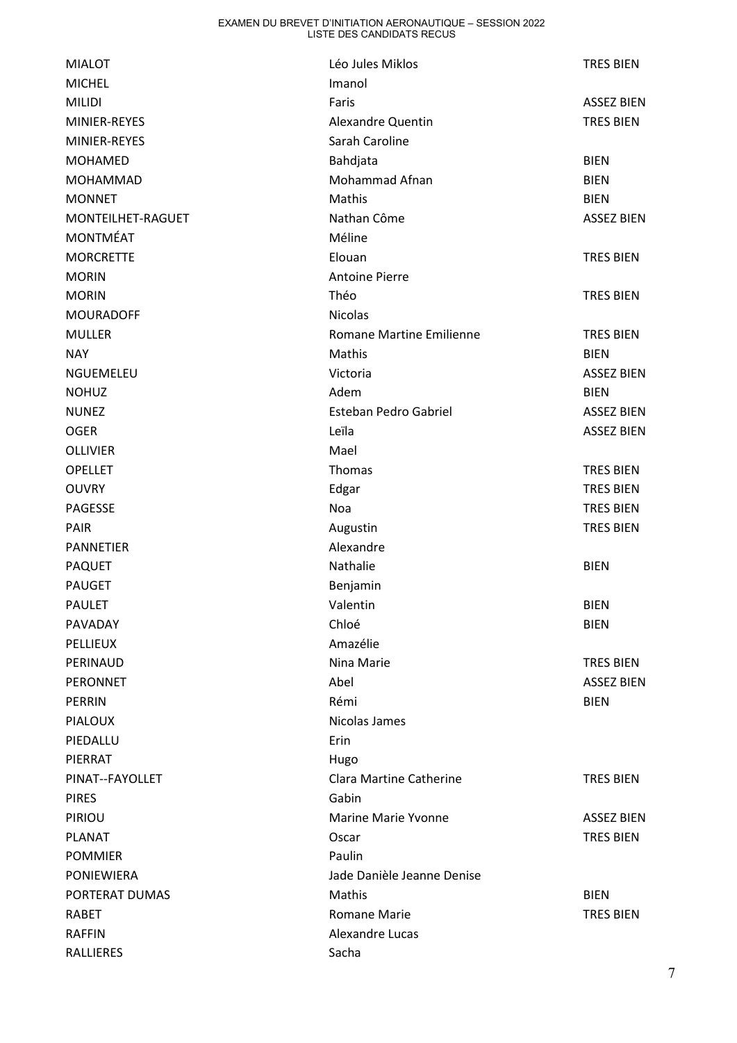| | | |
|---|---|---|
| MIALOT | Léo Jules Miklos | TRES BIEN |
| MICHEL | Imanol | |
| MILIDI | Faris | ASSEZ BIEN |
| MINIER-REYES | Alexandre Quentin | TRES BIEN |
| MINIER-REYES | Sarah Caroline | |
| MOHAMED | Bahdjata | BIEN |
| MOHAMMAD | Mohammad Afnan | BIEN |
| MONNET | Mathis | BIEN |
| MONTEILHET-RAGUET | Nathan Côme | ASSEZ BIEN |
| MONTMÉAT | Méline | |
| MORCRETTE | Elouan | TRES BIEN |
| MORIN | Antoine Pierre | |
| MORIN | Théo | TRES BIEN |
| MOURADOFF | Nicolas | |
| MULLER | Romane Martine Emilienne | TRES BIEN |
| NAY | Mathis | BIEN |
| NGUEMELEU | Victoria | ASSEZ BIEN |
| NOHUZ | Adem | BIEN |
| NUNEZ | Esteban Pedro Gabriel | ASSEZ BIEN |
| OGER | Leïla | ASSEZ BIEN |
| OLLIVIER | Mael | |
| OPELLET | Thomas | TRES BIEN |
| OUVRY | Edgar | TRES BIEN |
| PAGESSE | Noa | TRES BIEN |
| PAIR | Augustin | TRES BIEN |
| PANNETIER | Alexandre | |
| PAQUET | Nathalie | BIEN |
| PAUGET | Benjamin | |
| PAULET | Valentin | BIEN |
| PAVADAY | Chloé | BIEN |
| PELLIEUX | Amazélie | |
| PERINAUD | Nina Marie | TRES BIEN |
| PERONNET | Abel | ASSEZ BIEN |
| PERRIN | Rémi | BIEN |
| PIALOUX | Nicolas James | |
| PIEDALLU | Erin | |
| PIERRAT | Hugo | |
| PINAT--FAYOLLET | Clara Martine Catherine | TRES BIEN |
| PIRES | Gabin | |
| PIRIOU | Marine Marie Yvonne | ASSEZ BIEN |
| PLANAT | Oscar | TRES BIEN |
| POMMIER | Paulin | |
| PONIEWIERA | Jade Danièle Jeanne Denise | |
| PORTERAT DUMAS | Mathis | BIEN |
| RABET | Romane Marie | TRES BIEN |
| RAFFIN | Alexandre Lucas | |
| RALLIERES | Sacha | |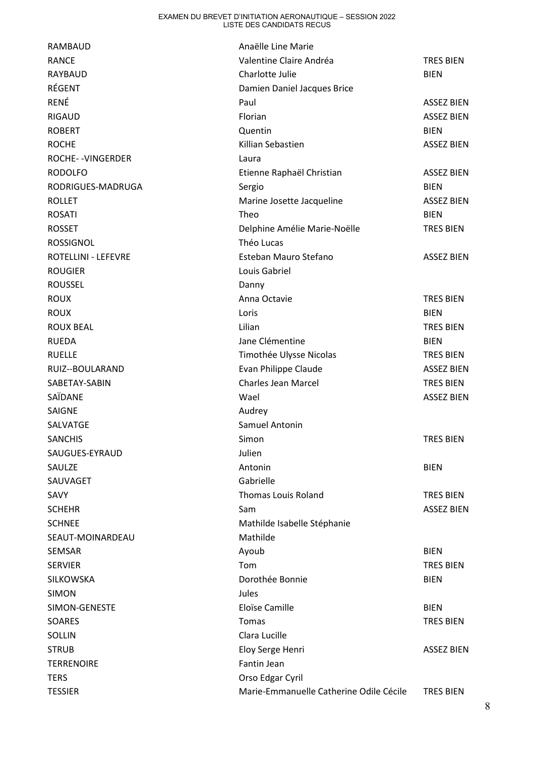| RAMBAUD | Anaëlle Line Marie | |
| --- | --- | --- |
| RANCE | Valentine Claire Andréa | TRES BIEN |
| RAYBAUD | Charlotte Julie | BIEN |
| RÉGENT | Damien Daniel Jacques Brice | |
| RENÉ | Paul | ASSEZ BIEN |
| RIGAUD | Florian | ASSEZ BIEN |
| ROBERT | Quentin | BIEN |
| ROCHE | Killian Sebastien | ASSEZ BIEN |
| ROCHE- -VINGERDER | Laura | |
| RODOLFO | Etienne Raphaël Christian | ASSEZ BIEN |
| RODRIGUES-MADRUGA | Sergio | BIEN |
| ROLLET | Marine Josette Jacqueline | ASSEZ BIEN |
| ROSATI | Theo | BIEN |
| ROSSET | Delphine Amélie Marie-Noëlle | TRES BIEN |
| ROSSIGNOL | Théo Lucas | |
| ROTELLINI - LEFEVRE | Esteban Mauro Stefano | ASSEZ BIEN |
| ROUGIER | Louis Gabriel | |
| ROUSSEL | Danny | |
| ROUX | Anna Octavie | TRES BIEN |
| ROUX | Loris | BIEN |
| ROUX BEAL | Lilian | TRES BIEN |
| RUEDA | Jane Clémentine | BIEN |
| RUELLE | Timothée Ulysse Nicolas | TRES BIEN |
| RUIZ--BOULARAND | Evan Philippe Claude | ASSEZ BIEN |
| SABETAY-SABIN | Charles Jean Marcel | TRES BIEN |
| SAÏDANE | Wael | ASSEZ BIEN |
| SAIGNE | Audrey | |
| SALVATGE | Samuel Antonin | |
| SANCHIS | Simon | TRES BIEN |
| SAUGUES-EYRAUD | Julien | |
| SAULZE | Antonin | BIEN |
| SAUVAGET | Gabrielle | |
| SAVY | Thomas Louis Roland | TRES BIEN |
| SCHEHR | Sam | ASSEZ BIEN |
| SCHNEE | Mathilde Isabelle Stéphanie | |
| SEAUT-MOINARDEAU | Mathilde | |
| SEMSAR | Ayoub | BIEN |
| SERVIER | Tom | TRES BIEN |
| SILKOWSKA | Dorothée Bonnie | BIEN |
| SIMON | Jules | |
| SIMON-GENESTE | Eloïse Camille | BIEN |
| SOARES | Tomas | TRES BIEN |
| SOLLIN | Clara Lucille | |
| STRUB | Eloy Serge Henri | ASSEZ BIEN |
| TERRENOIRE | Fantin Jean | |
| TERS | Orso Edgar Cyril | |
| TESSIER | Marie-Emmanuelle Catherine Odile Cécile | TRES BIEN |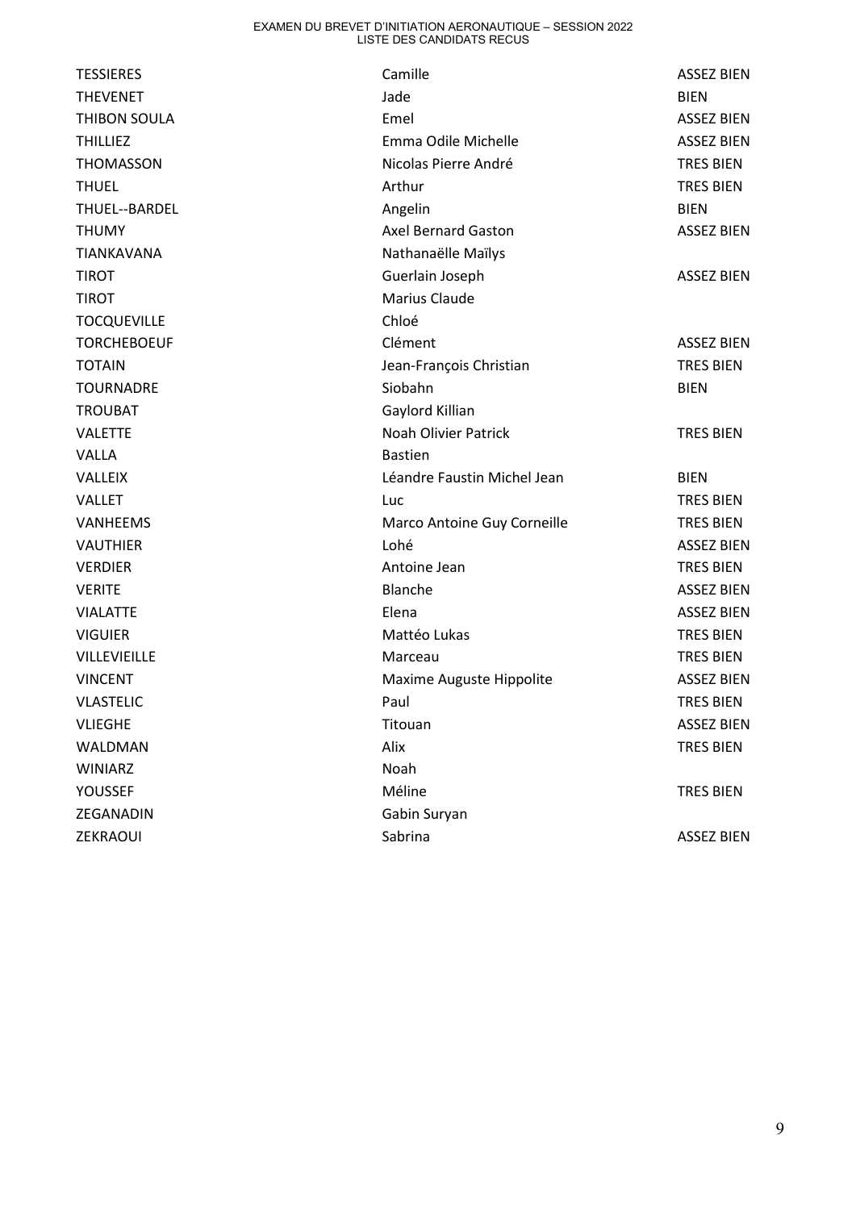| | | |
|---|---|---|
| TESSIERES | Camille | ASSEZ BIEN |
| THEVENET | Jade | BIEN |
| THIBON SOULA | Emel | ASSEZ BIEN |
| THILLIEZ | Emma Odile Michelle | ASSEZ BIEN |
| THOMASSON | Nicolas Pierre André | TRES BIEN |
| THUEL | Arthur | TRES BIEN |
| THUEL--BARDEL | Angelin | BIEN |
| THUMY | Axel Bernard Gaston | ASSEZ BIEN |
| TIANKAVANA | Nathanaëlle Maïlys | |
| TIROT | Guerlain Joseph | ASSEZ BIEN |
| TIROT | Marius Claude | |
| TOCQUEVILLE | Chloé | |
| TORCHEBOEUF | Clément | ASSEZ BIEN |
| TOTAIN | Jean-François Christian | TRES BIEN |
| TOURNADRE | Siobahn | BIEN |
| TROUBAT | Gaylord Killian | |
| VALETTE | Noah Olivier Patrick | TRES BIEN |
| VALLA | Bastien | |
| VALLEIX | Léandre Faustin Michel Jean | BIEN |
| VALLET | Luc | TRES BIEN |
| VANHEEMS | Marco Antoine Guy Corneille | TRES BIEN |
| VAUTHIER | Lohé | ASSEZ BIEN |
| VERDIER | Antoine Jean | TRES BIEN |
| VERITE | Blanche | ASSEZ BIEN |
| VIALATTE | Elena | ASSEZ BIEN |
| VIGUIER | Mattéo Lukas | TRES BIEN |
| VILLEVIEILLE | Marceau | TRES BIEN |
| VINCENT | Maxime Auguste Hippolite | ASSEZ BIEN |
| VLASTELIC | Paul | TRES BIEN |
| VLIEGHE | Titouan | ASSEZ BIEN |
| WALDMAN | Alix | TRES BIEN |
| WINIARZ | Noah | |
| YOUSSEF | Méline | TRES BIEN |
| ZEGANADIN | Gabin Suryan | |
| ZEKRAOUI | Sabrina | ASSEZ BIEN |